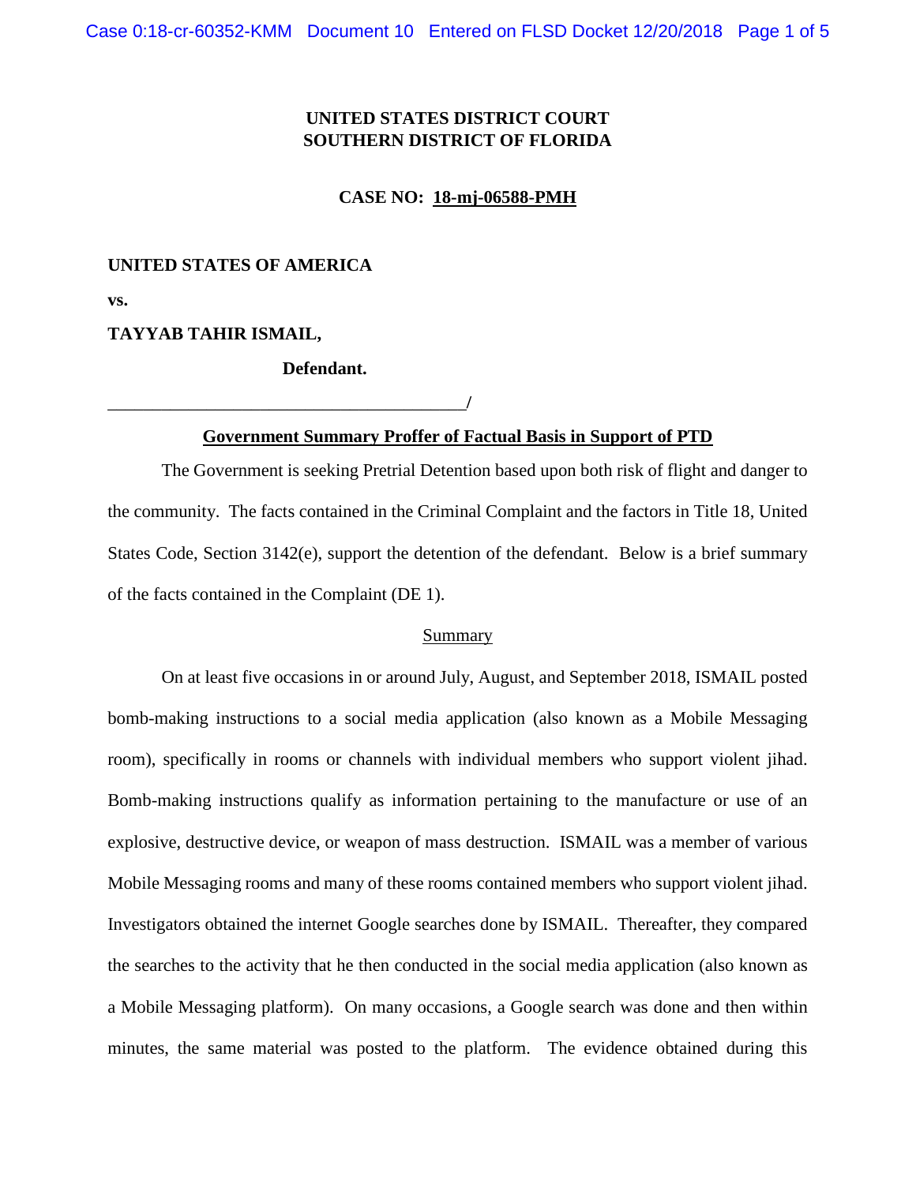**UNITED STATES DISTRICT COURT**
**SOUTHERN DISTRICT OF FLORIDA**

**CASE NO: 18-mj-06588-PMH**

**UNITED STATES OF AMERICA**

**vs.**

**TAYYAB TAHIR ISMAIL,**

**Defendant.**

_______________________________________/

**Government Summary Proffer of Factual Basis in Support of PTD**

The Government is seeking Pretrial Detention based upon both risk of flight and danger to the community. The facts contained in the Criminal Complaint and the factors in Title 18, United States Code, Section 3142(e), support the detention of the defendant. Below is a brief summary of the facts contained in the Complaint (DE 1).

Summary

On at least five occasions in or around July, August, and September 2018, ISMAIL posted bomb-making instructions to a social media application (also known as a Mobile Messaging room), specifically in rooms or channels with individual members who support violent jihad. Bomb-making instructions qualify as information pertaining to the manufacture or use of an explosive, destructive device, or weapon of mass destruction. ISMAIL was a member of various Mobile Messaging rooms and many of these rooms contained members who support violent jihad. Investigators obtained the internet Google searches done by ISMAIL. Thereafter, they compared the searches to the activity that he then conducted in the social media application (also known as a Mobile Messaging platform). On many occasions, a Google search was done and then within minutes, the same material was posted to the platform. The evidence obtained during this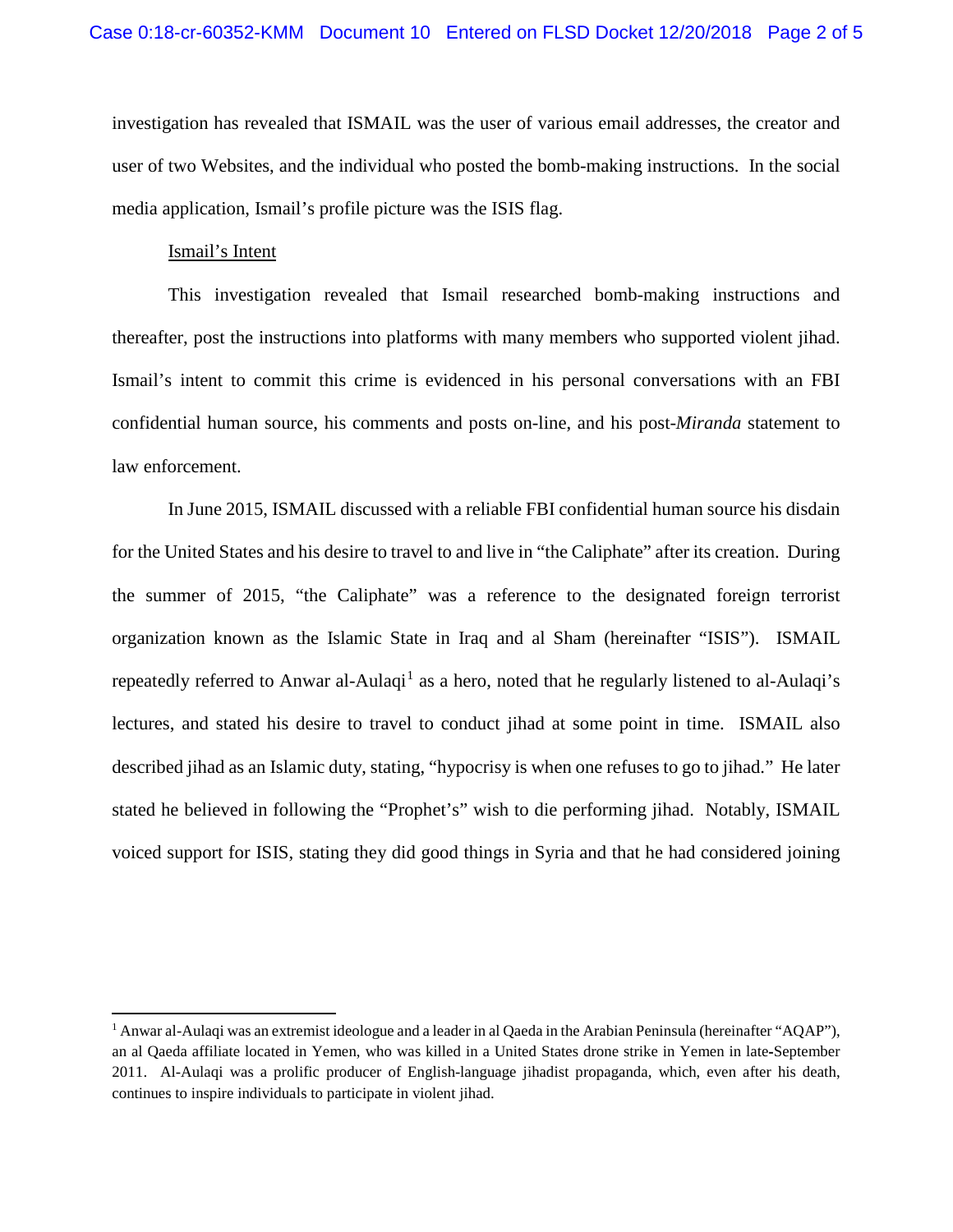investigation has revealed that ISMAIL was the user of various email addresses, the creator and user of two Websites, and the individual who posted the bomb-making instructions. In the social media application, Ismail's profile picture was the ISIS flag.

<u>Ismail's Intent</u>

This investigation revealed that Ismail researched bomb-making instructions and thereafter, post the instructions into platforms with many members who supported violent jihad. Ismail's intent to commit this crime is evidenced in his personal conversations with an FBI confidential human source, his comments and posts on-line, and his post-*Miranda* statement to law enforcement.

In June 2015, ISMAIL discussed with a reliable FBI confidential human source his disdain for the United States and his desire to travel to and live in "the Caliphate" after its creation. During the summer of 2015, "the Caliphate" was a reference to the designated foreign terrorist organization known as the Islamic State in Iraq and al Sham (hereinafter "ISIS"). ISMAIL repeatedly referred to Anwar al-Aulaqi[1] as a hero, noted that he regularly listened to al-Aulaqi's lectures, and stated his desire to travel to conduct jihad at some point in time. ISMAIL also described jihad as an Islamic duty, stating, "hypocrisy is when one refuses to go to jihad." He later stated he believed in following the "Prophet's" wish to die performing jihad. Notably, ISMAIL voiced support for ISIS, stating they did good things in Syria and that he had considered joining

---

[1] Anwar al-Aulaqi was an extremist ideologue and a leader in al Qaeda in the Arabian Peninsula (hereinafter "AQAP"), an al Qaeda affiliate located in Yemen, who was killed in a United States drone strike in Yemen in late-September 2011. Al-Aulaqi was a prolific producer of English-language jihadist propaganda, which, even after his death, continues to inspire individuals to participate in violent jihad.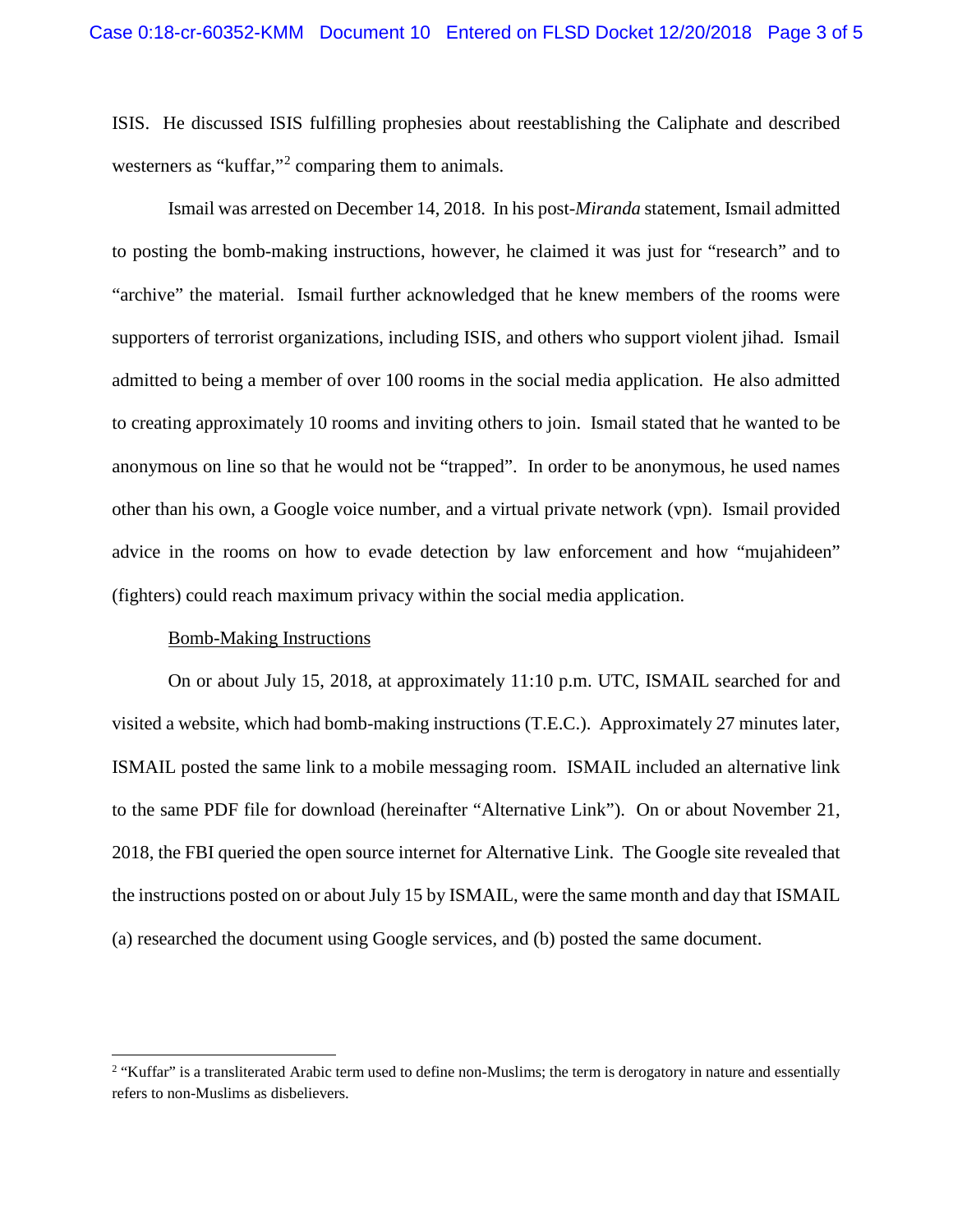ISIS. He discussed ISIS fulfilling prophesies about reestablishing the Caliphate and described westerners as "kuffar,"[2] comparing them to animals.

Ismail was arrested on December 14, 2018. In his post-*Miranda* statement, Ismail admitted to posting the bomb-making instructions, however, he claimed it was just for "research" and to "archive" the material. Ismail further acknowledged that he knew members of the rooms were supporters of terrorist organizations, including ISIS, and others who support violent jihad. Ismail admitted to being a member of over 100 rooms in the social media application. He also admitted to creating approximately 10 rooms and inviting others to join. Ismail stated that he wanted to be anonymous on line so that he would not be "trapped". In order to be anonymous, he used names other than his own, a Google voice number, and a virtual private network (vpn). Ismail provided advice in the rooms on how to evade detection by law enforcement and how "mujahideen" (fighters) could reach maximum privacy within the social media application.

<u>Bomb-Making Instructions</u>

On or about July 15, 2018, at approximately 11:10 p.m. UTC, ISMAIL searched for and visited a website, which had bomb-making instructions (T.E.C.). Approximately 27 minutes later, ISMAIL posted the same link to a mobile messaging room. ISMAIL included an alternative link to the same PDF file for download (hereinafter "Alternative Link"). On or about November 21, 2018, the FBI queried the open source internet for Alternative Link. The Google site revealed that the instructions posted on or about July 15 by ISMAIL, were the same month and day that ISMAIL (a) researched the document using Google services, and (b) posted the same document.

---

[2] "Kuffar" is a transliterated Arabic term used to define non-Muslims; the term is derogatory in nature and essentially refers to non-Muslims as disbelievers.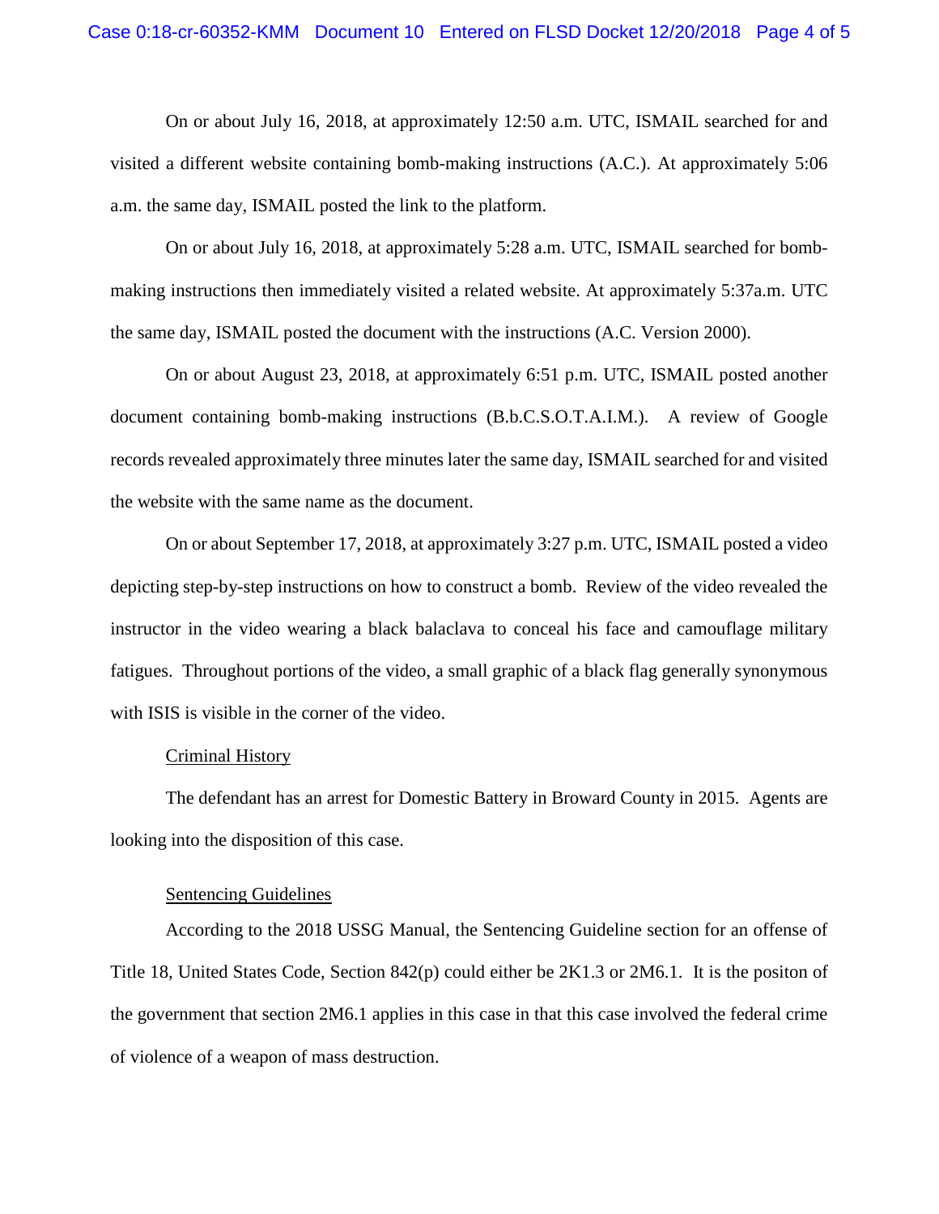On or about July 16, 2018, at approximately 12:50 a.m. UTC, ISMAIL searched for and visited a different website containing bomb-making instructions (A.C.). At approximately 5:06 a.m. the same day, ISMAIL posted the link to the platform.

On or about July 16, 2018, at approximately 5:28 a.m. UTC, ISMAIL searched for bomb-making instructions then immediately visited a related website. At approximately 5:37a.m. UTC the same day, ISMAIL posted the document with the instructions (A.C. Version 2000).

On or about August 23, 2018, at approximately 6:51 p.m. UTC, ISMAIL posted another document containing bomb-making instructions (B.b.C.S.O.T.A.I.M.). A review of Google records revealed approximately three minutes later the same day, ISMAIL searched for and visited the website with the same name as the document.

On or about September 17, 2018, at approximately 3:27 p.m. UTC, ISMAIL posted a video depicting step-by-step instructions on how to construct a bomb. Review of the video revealed the instructor in the video wearing a black balaclava to conceal his face and camouflage military fatigues. Throughout portions of the video, a small graphic of a black flag generally synonymous with ISIS is visible in the corner of the video.

Criminal History

The defendant has an arrest for Domestic Battery in Broward County in 2015. Agents are looking into the disposition of this case.

Sentencing Guidelines

According to the 2018 USSG Manual, the Sentencing Guideline section for an offense of Title 18, United States Code, Section 842(p) could either be 2K1.3 or 2M6.1. It is the positon of the government that section 2M6.1 applies in this case in that this case involved the federal crime of violence of a weapon of mass destruction.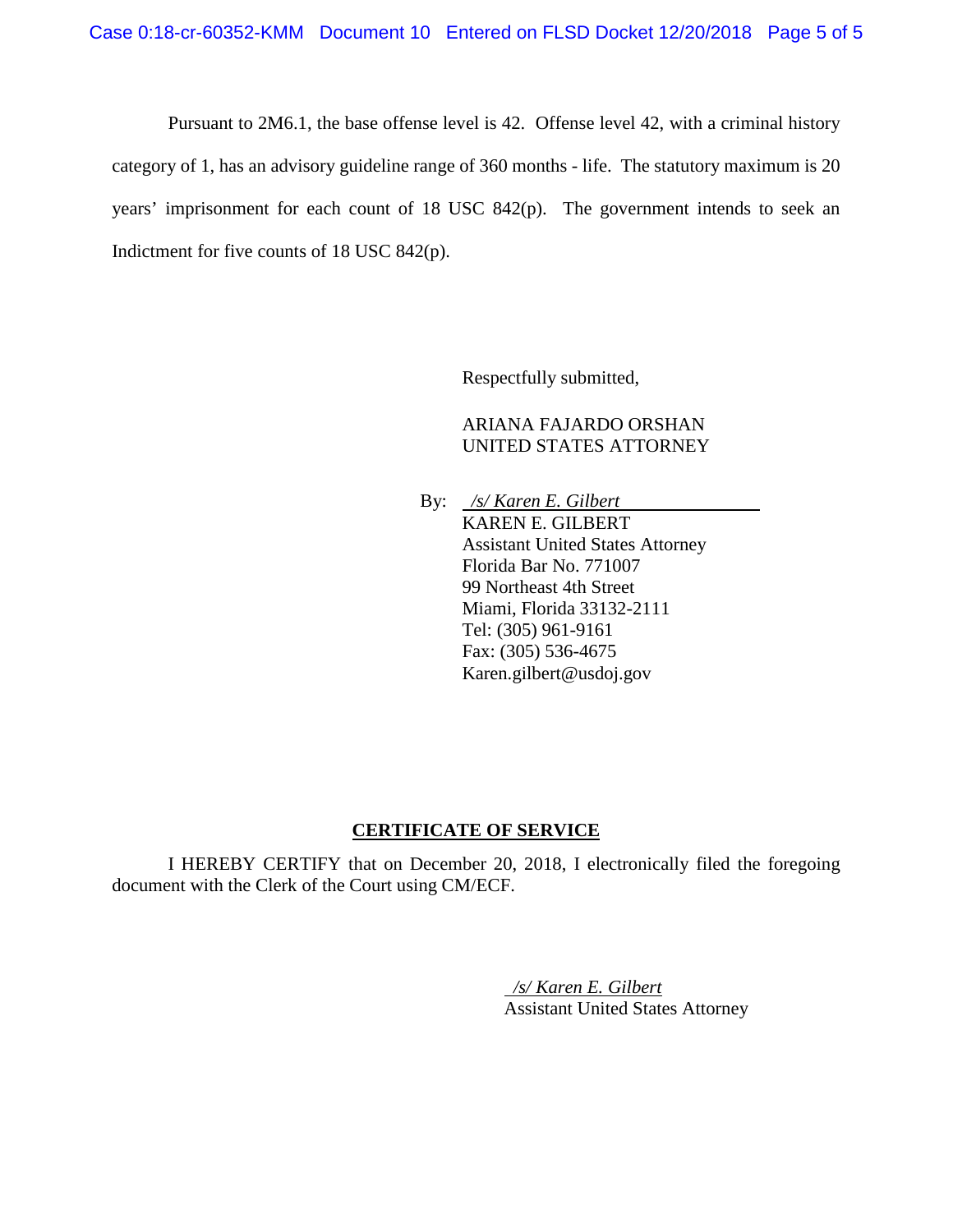Pursuant to 2M6.1, the base offense level is 42. Offense level 42, with a criminal history category of 1, has an advisory guideline range of 360 months - life. The statutory maximum is 20 years' imprisonment for each count of 18 USC 842(p). The government intends to seek an Indictment for five counts of 18 USC 842(p).

Respectfully submitted,

ARIANA FAJARDO ORSHAN
UNITED STATES ATTORNEY

By: *Karen E. Gilbert* (/s/)
KAREN E. GILBERT
Assistant United States Attorney
Florida Bar No. 771007
99 Northeast 4th Street
Miami, Florida 33132-2111
Tel: (305) 961-9161
Fax: (305) 536-4675
Karen.gilbert@usdoj.gov

## CERTIFICATE OF SERVICE

I HEREBY CERTIFY that on December 20, 2018, I electronically filed the foregoing document with the Clerk of the Court using CM/ECF.

*Karen E. Gilbert* (/s/)
Assistant United States Attorney